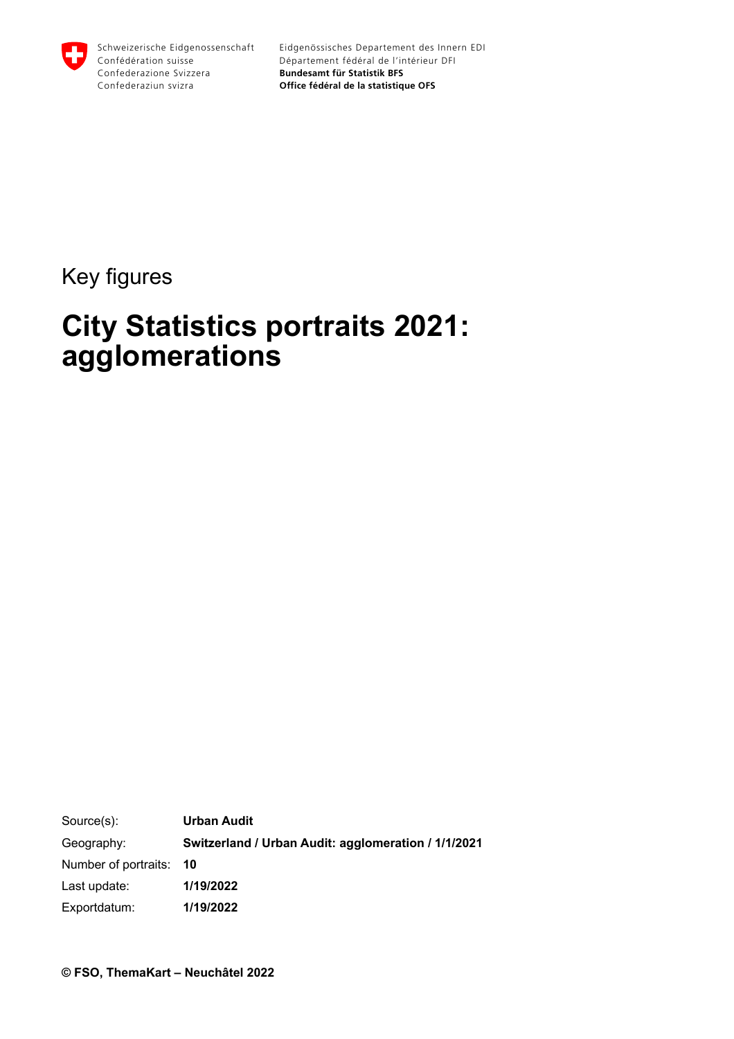Schweizerische Eidgenossenschaft
Confédération suisse
Confederazione Svizzera
Confederaziun svizra

Eidgenössisches Departement des Innern EDI
Département fédéral de l'intérieur DFI
**Bundesamt für Statistik BFS**
**Office fédéral de la statistique OFS**

Key figures

# City Statistics portraits 2021: agglomerations

| | |
|---|---|
| Source(s): | **Urban Audit** |
| Geography: | **Switzerland / Urban Audit: agglomeration / 1/1/2021** |
| Number of portraits: | **10** |
| Last update: | **1/19/2022** |
| Exportdatum: | **1/19/2022** |

**© FSO, ThemaKart – Neuchâtel 2022**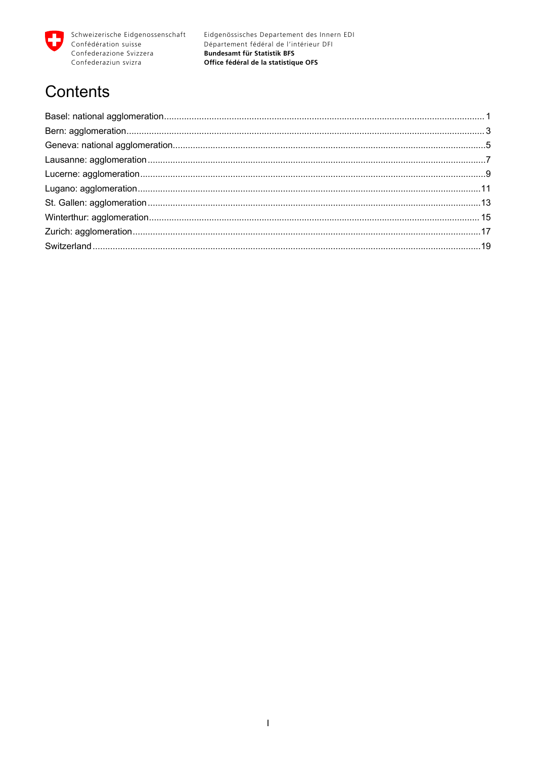Schweizerische Eidgenossenschaft
Confédération suisse
Confederazione Svizzera
Confederaziun svizra

Eidgenössisches Departement des Innern EDI
Département fédéral de l'intérieur DFI
**Bundesamt für Statistik BFS**
**Office fédéral de la statistique OFS**

# Contents

Basel: national agglomeration ........ 1
Bern: agglomeration ........ 3
Geneva: national agglomeration ........ 5
Lausanne: agglomeration ........ 7
Lucerne: agglomeration ........ 9
Lugano: agglomeration ........ 11
St. Gallen: agglomeration ........ 13
Winterthur: agglomeration ........ 15
Zurich: agglomeration ........ 17
Switzerland ........ 19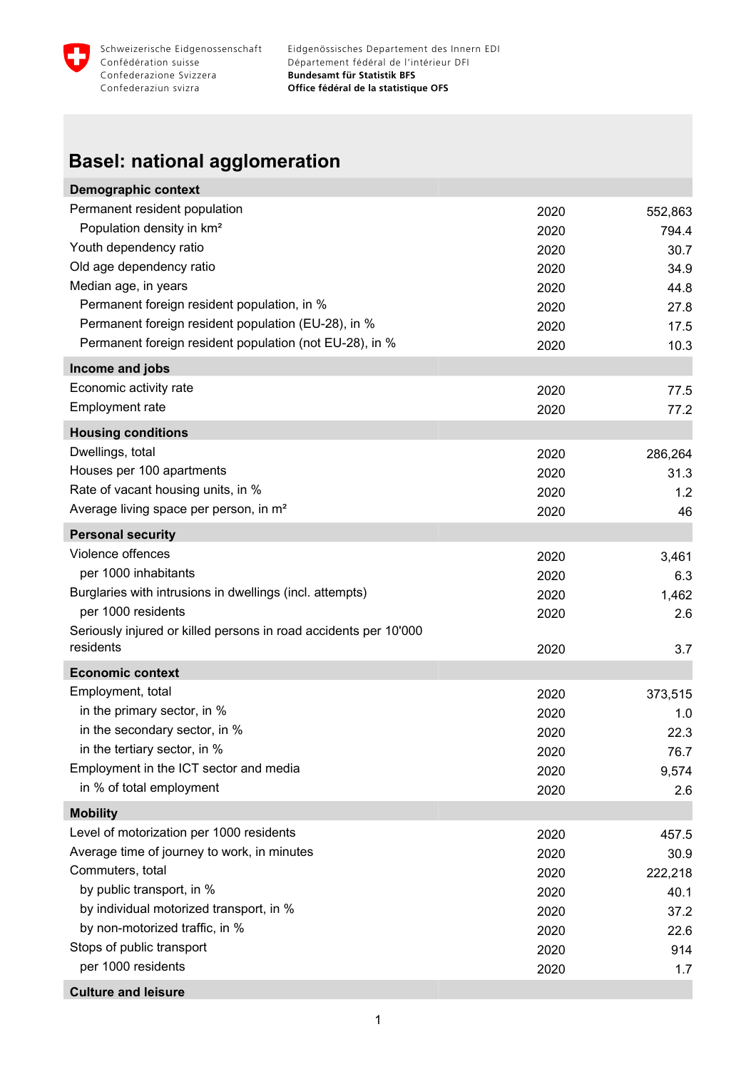# Basel: national agglomeration

| Demographic context | | |
|---|---|---|
| Permanent resident population | 2020 | 552,863 |
| Population density in km² | 2020 | 794.4 |
| Youth dependency ratio | 2020 | 30.7 |
| Old age dependency ratio | 2020 | 34.9 |
| Median age, in years | 2020 | 44.8 |
| Permanent foreign resident population, in % | 2020 | 27.8 |
| Permanent foreign resident population (EU-28), in % | 2020 | 17.5 |
| Permanent foreign resident population (not EU-28), in % | 2020 | 10.3 |
| **Income and jobs** | | |
| Economic activity rate | 2020 | 77.5 |
| Employment rate | 2020 | 77.2 |
| **Housing conditions** | | |
| Dwellings, total | 2020 | 286,264 |
| Houses per 100 apartments | 2020 | 31.3 |
| Rate of vacant housing units, in % | 2020 | 1.2 |
| Average living space per person, in m² | 2020 | 46 |
| **Personal security** | | |
| Violence offences | 2020 | 3,461 |
| per 1000 inhabitants | 2020 | 6.3 |
| Burglaries with intrusions in dwellings (incl. attempts) | 2020 | 1,462 |
| per 1000 residents | 2020 | 2.6 |
| Seriously injured or killed persons in road accidents per 10'000 residents | 2020 | 3.7 |
| **Economic context** | | |
| Employment, total | 2020 | 373,515 |
| in the primary sector, in % | 2020 | 1.0 |
| in the secondary sector, in % | 2020 | 22.3 |
| in the tertiary sector, in % | 2020 | 76.7 |
| Employment in the ICT sector and media | 2020 | 9,574 |
| in % of total employment | 2020 | 2.6 |
| **Mobility** | | |
| Level of motorization per 1000 residents | 2020 | 457.5 |
| Average time of journey to work, in minutes | 2020 | 30.9 |
| Commuters, total | 2020 | 222,218 |
| by public transport, in % | 2020 | 40.1 |
| by individual motorized transport, in % | 2020 | 37.2 |
| by non-motorized traffic, in % | 2020 | 22.6 |
| Stops of public transport | 2020 | 914 |
| per 1000 residents | 2020 | 1.7 |
| **Culture and leisure** | | |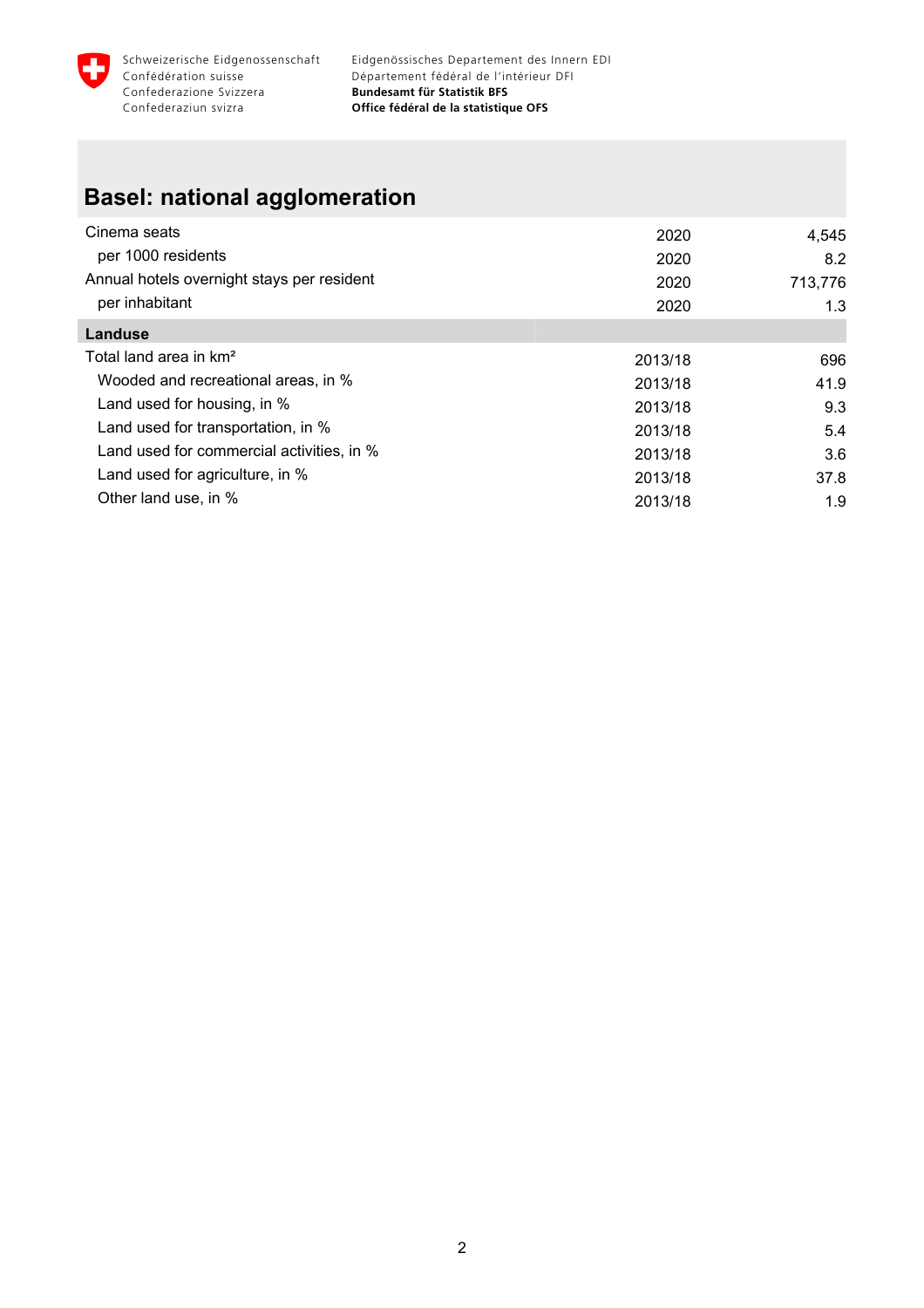## Basel: national agglomeration

| | | |
|---|---|---|
| Cinema seats | 2020 | 4,545 |
| per 1000 residents | 2020 | 8.2 |
| Annual hotels overnight stays per resident | 2020 | 713,776 |
| per inhabitant | 2020 | 1.3 |
| **Landuse** | | |
| Total land area in km² | 2013/18 | 696 |
| Wooded and recreational areas, in % | 2013/18 | 41.9 |
| Land used for housing, in % | 2013/18 | 9.3 |
| Land used for transportation, in % | 2013/18 | 5.4 |
| Land used for commercial activities, in % | 2013/18 | 3.6 |
| Land used for agriculture, in % | 2013/18 | 37.8 |
| Other land use, in % | 2013/18 | 1.9 |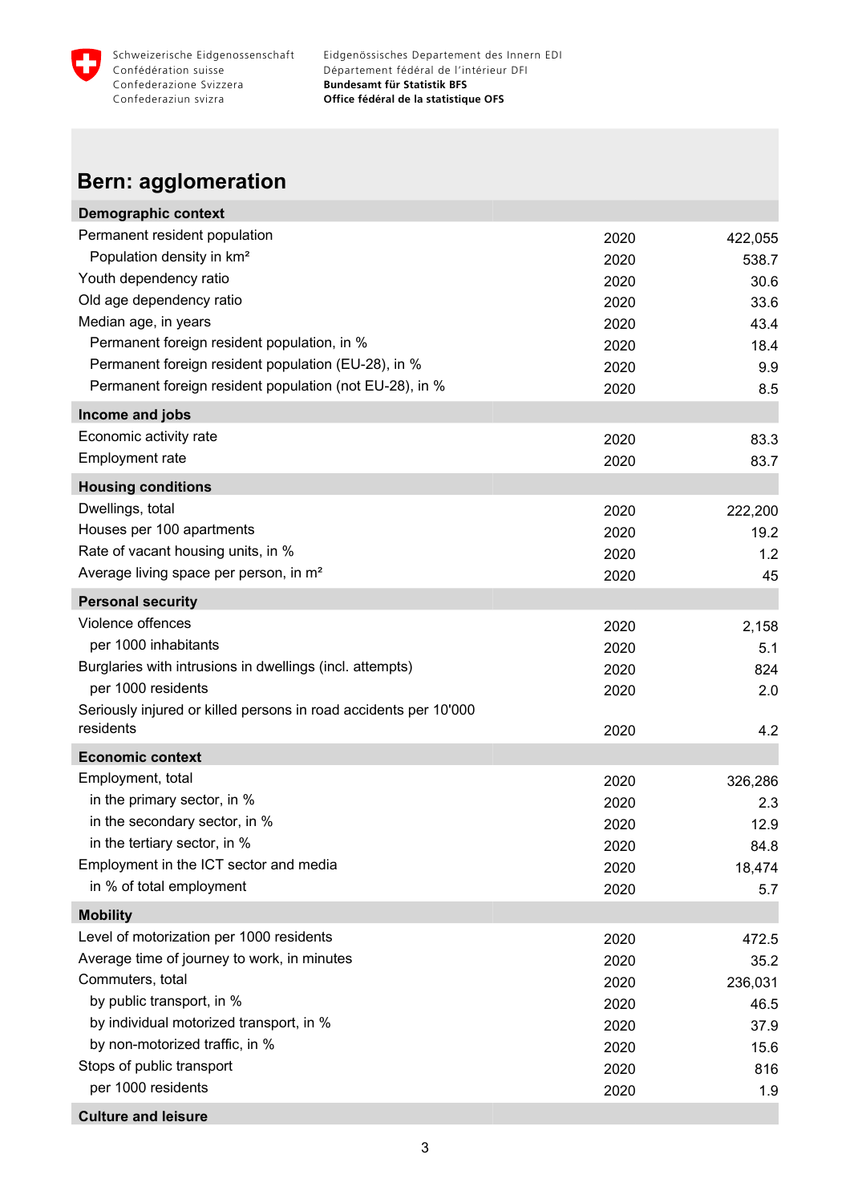# Bern: agglomeration

| Demographic context | | |
|---|---|---|
| Permanent resident population | 2020 | 422,055 |
| Population density in km² | 2020 | 538.7 |
| Youth dependency ratio | 2020 | 30.6 |
| Old age dependency ratio | 2020 | 33.6 |
| Median age, in years | 2020 | 43.4 |
| Permanent foreign resident population, in % | 2020 | 18.4 |
| Permanent foreign resident population (EU-28), in % | 2020 | 9.9 |
| Permanent foreign resident population (not EU-28), in % | 2020 | 8.5 |
| **Income and jobs** | | |
| Economic activity rate | 2020 | 83.3 |
| Employment rate | 2020 | 83.7 |
| **Housing conditions** | | |
| Dwellings, total | 2020 | 222,200 |
| Houses per 100 apartments | 2020 | 19.2 |
| Rate of vacant housing units, in % | 2020 | 1.2 |
| Average living space per person, in m² | 2020 | 45 |
| **Personal security** | | |
| Violence offences | 2020 | 2,158 |
| per 1000 inhabitants | 2020 | 5.1 |
| Burglaries with intrusions in dwellings (incl. attempts) | 2020 | 824 |
| per 1000 residents | 2020 | 2.0 |
| Seriously injured or killed persons in road accidents per 10'000 residents | 2020 | 4.2 |
| **Economic context** | | |
| Employment, total | 2020 | 326,286 |
| in the primary sector, in % | 2020 | 2.3 |
| in the secondary sector, in % | 2020 | 12.9 |
| in the tertiary sector, in % | 2020 | 84.8 |
| Employment in the ICT sector and media | 2020 | 18,474 |
| in % of total employment | 2020 | 5.7 |
| **Mobility** | | |
| Level of motorization per 1000 residents | 2020 | 472.5 |
| Average time of journey to work, in minutes | 2020 | 35.2 |
| Commuters, total | 2020 | 236,031 |
| by public transport, in % | 2020 | 46.5 |
| by individual motorized transport, in % | 2020 | 37.9 |
| by non-motorized traffic, in % | 2020 | 15.6 |
| Stops of public transport | 2020 | 816 |
| per 1000 residents | 2020 | 1.9 |
| **Culture and leisure** | | |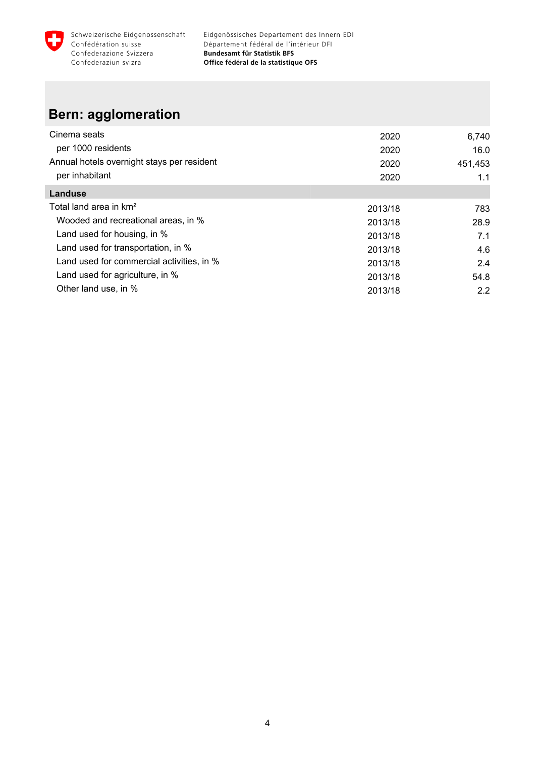Schweizerische Eidgenossenschaft
Confédération suisse
Confederazione Svizzera
Confederaziun svizra

Eidgenössisches Departement des Innern EDI
Département fédéral de l'intérieur DFI
**Bundesamt für Statistik BFS**
**Office fédéral de la statistique OFS**

# Bern: agglomeration

| | | |
|---|---|---|
| Cinema seats | 2020 | 6,740 |
| per 1000 residents | 2020 | 16.0 |
| Annual hotels overnight stays per resident | 2020 | 451,453 |
| per inhabitant | 2020 | 1.1 |
| **Landuse** | | |
| Total land area in km² | 2013/18 | 783 |
| Wooded and recreational areas, in % | 2013/18 | 28.9 |
| Land used for housing, in % | 2013/18 | 7.1 |
| Land used for transportation, in % | 2013/18 | 4.6 |
| Land used for commercial activities, in % | 2013/18 | 2.4 |
| Land used for agriculture, in % | 2013/18 | 54.8 |
| Other land use, in % | 2013/18 | 2.2 |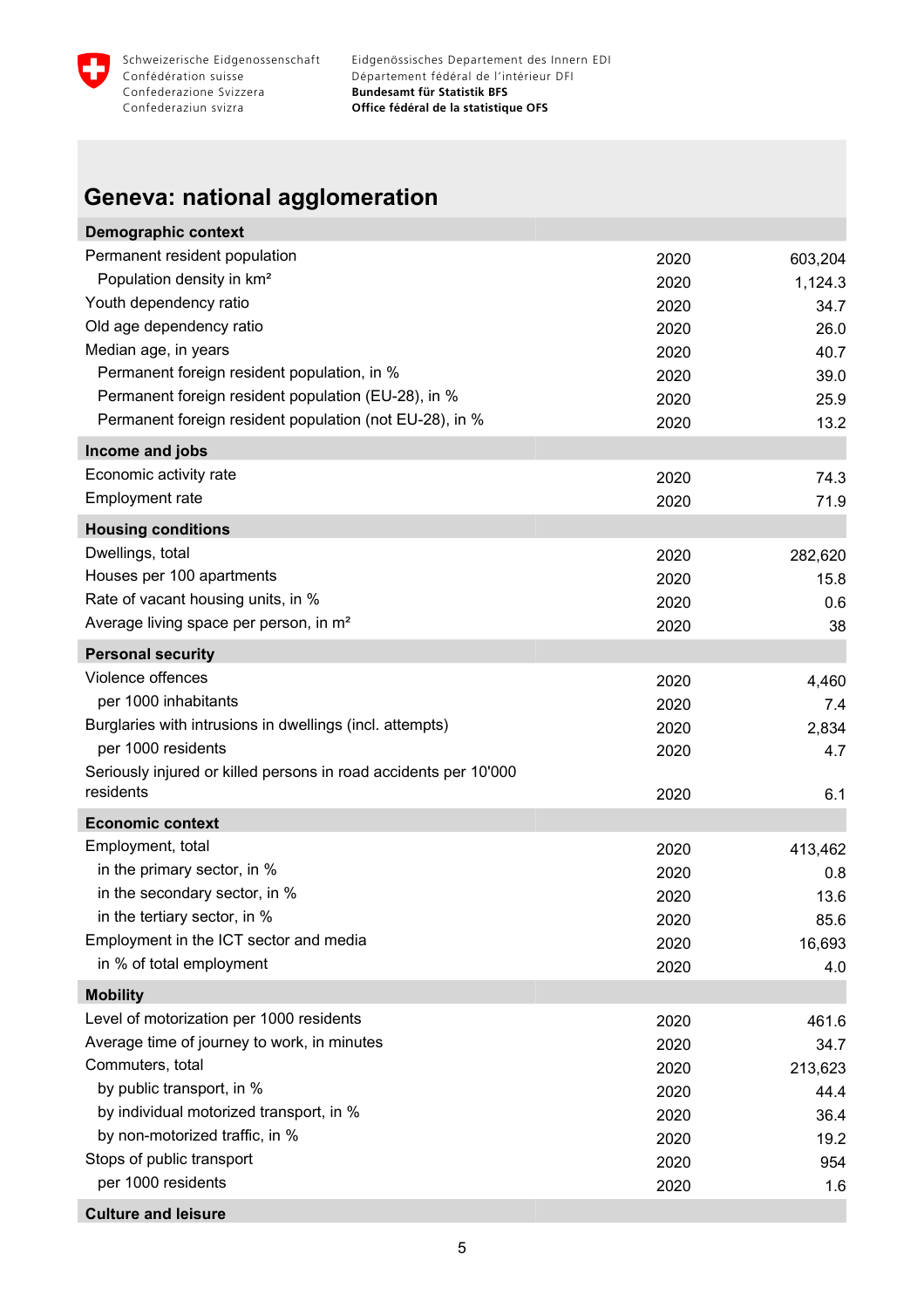## Geneva: national agglomeration

| Demographic context | | |
|---|---|---|
| Permanent resident population | 2020 | 603,204 |
| Population density in km² | 2020 | 1,124.3 |
| Youth dependency ratio | 2020 | 34.7 |
| Old age dependency ratio | 2020 | 26.0 |
| Median age, in years | 2020 | 40.7 |
| Permanent foreign resident population, in % | 2020 | 39.0 |
| Permanent foreign resident population (EU-28), in % | 2020 | 25.9 |
| Permanent foreign resident population (not EU-28), in % | 2020 | 13.2 |
| **Income and jobs** | | |
| Economic activity rate | 2020 | 74.3 |
| Employment rate | 2020 | 71.9 |
| **Housing conditions** | | |
| Dwellings, total | 2020 | 282,620 |
| Houses per 100 apartments | 2020 | 15.8 |
| Rate of vacant housing units, in % | 2020 | 0.6 |
| Average living space per person, in m² | 2020 | 38 |
| **Personal security** | | |
| Violence offences | 2020 | 4,460 |
| per 1000 inhabitants | 2020 | 7.4 |
| Burglaries with intrusions in dwellings (incl. attempts) | 2020 | 2,834 |
| per 1000 residents | 2020 | 4.7 |
| Seriously injured or killed persons in road accidents per 10'000 residents | 2020 | 6.1 |
| **Economic context** | | |
| Employment, total | 2020 | 413,462 |
| in the primary sector, in % | 2020 | 0.8 |
| in the secondary sector, in % | 2020 | 13.6 |
| in the tertiary sector, in % | 2020 | 85.6 |
| Employment in the ICT sector and media | 2020 | 16,693 |
| in % of total employment | 2020 | 4.0 |
| **Mobility** | | |
| Level of motorization per 1000 residents | 2020 | 461.6 |
| Average time of journey to work, in minutes | 2020 | 34.7 |
| Commuters, total | 2020 | 213,623 |
| by public transport, in % | 2020 | 44.4 |
| by individual motorized transport, in % | 2020 | 36.4 |
| by non-motorized traffic, in % | 2020 | 19.2 |
| Stops of public transport | 2020 | 954 |
| per 1000 residents | 2020 | 1.6 |
| **Culture and leisure** | | |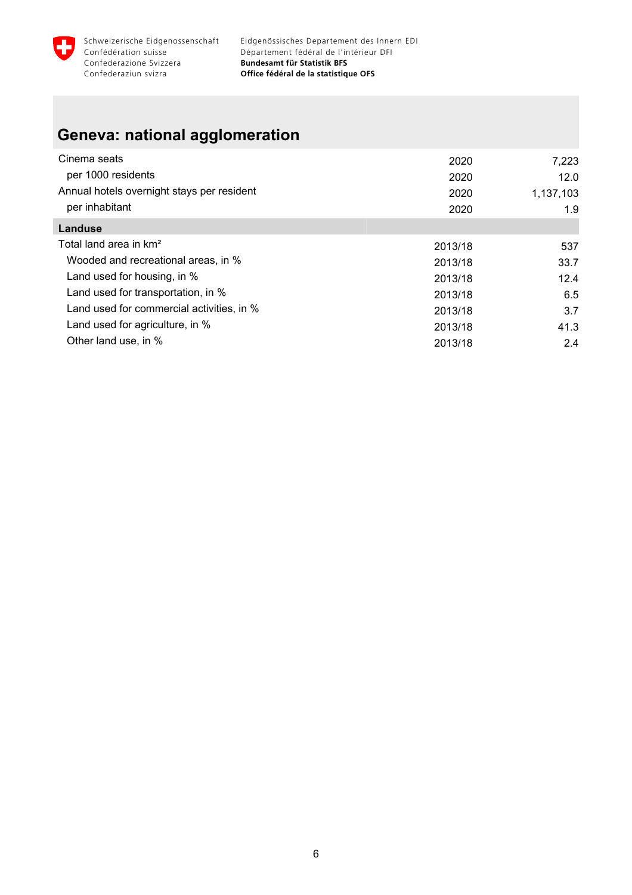## Geneva: national agglomeration

| | | |
|---|---|---|
| Cinema seats | 2020 | 7,223 |
| per 1000 residents | 2020 | 12.0 |
| Annual hotels overnight stays per resident | 2020 | 1,137,103 |
| per inhabitant | 2020 | 1.9 |
| **Landuse** | | |
| Total land area in km² | 2013/18 | 537 |
| Wooded and recreational areas, in % | 2013/18 | 33.7 |
| Land used for housing, in % | 2013/18 | 12.4 |
| Land used for transportation, in % | 2013/18 | 6.5 |
| Land used for commercial activities, in % | 2013/18 | 3.7 |
| Land used for agriculture, in % | 2013/18 | 41.3 |
| Other land use, in % | 2013/18 | 2.4 |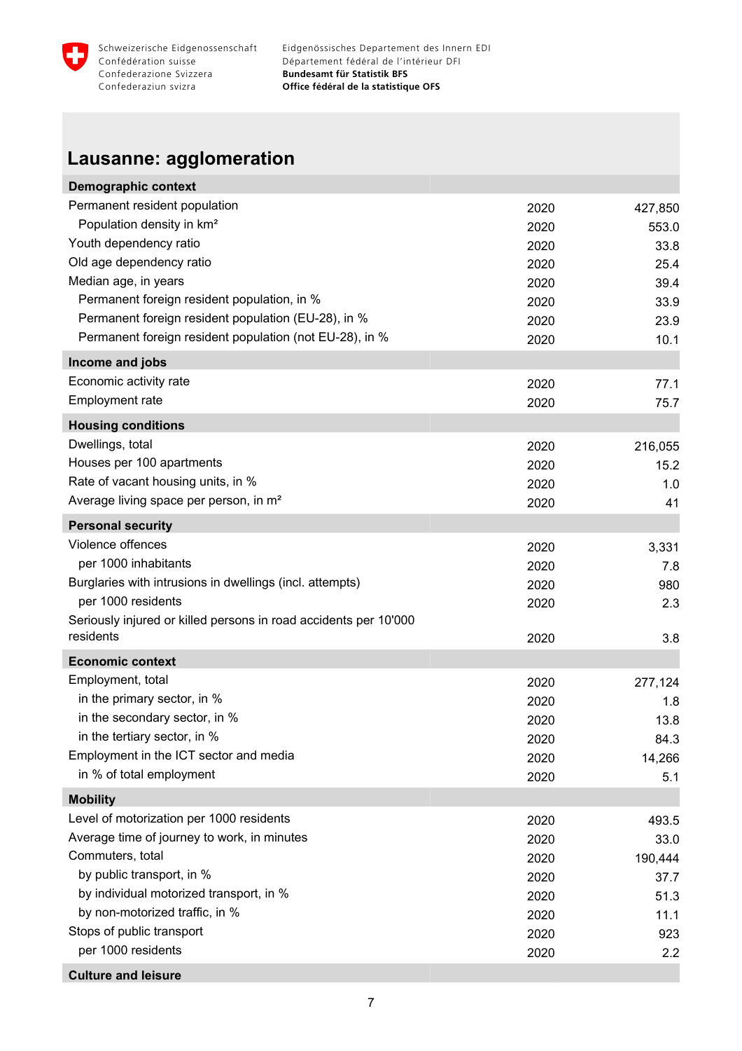## Lausanne: agglomeration

| Demographic context | | |
|---|---|---|
| Permanent resident population | 2020 | 427,850 |
| Population density in km² | 2020 | 553.0 |
| Youth dependency ratio | 2020 | 33.8 |
| Old age dependency ratio | 2020 | 25.4 |
| Median age, in years | 2020 | 39.4 |
| Permanent foreign resident population, in % | 2020 | 33.9 |
| Permanent foreign resident population (EU-28), in % | 2020 | 23.9 |
| Permanent foreign resident population (not EU-28), in % | 2020 | 10.1 |
| **Income and jobs** | | |
| Economic activity rate | 2020 | 77.1 |
| Employment rate | 2020 | 75.7 |
| **Housing conditions** | | |
| Dwellings, total | 2020 | 216,055 |
| Houses per 100 apartments | 2020 | 15.2 |
| Rate of vacant housing units, in % | 2020 | 1.0 |
| Average living space per person, in m² | 2020 | 41 |
| **Personal security** | | |
| Violence offences | 2020 | 3,331 |
| per 1000 inhabitants | 2020 | 7.8 |
| Burglaries with intrusions in dwellings (incl. attempts) | 2020 | 980 |
| per 1000 residents | 2020 | 2.3 |
| Seriously injured or killed persons in road accidents per 10'000 residents | 2020 | 3.8 |
| **Economic context** | | |
| Employment, total | 2020 | 277,124 |
| in the primary sector, in % | 2020 | 1.8 |
| in the secondary sector, in % | 2020 | 13.8 |
| in the tertiary sector, in % | 2020 | 84.3 |
| Employment in the ICT sector and media | 2020 | 14,266 |
| in % of total employment | 2020 | 5.1 |
| **Mobility** | | |
| Level of motorization per 1000 residents | 2020 | 493.5 |
| Average time of journey to work, in minutes | 2020 | 33.0 |
| Commuters, total | 2020 | 190,444 |
| by public transport, in % | 2020 | 37.7 |
| by individual motorized transport, in % | 2020 | 51.3 |
| by non-motorized traffic, in % | 2020 | 11.1 |
| Stops of public transport | 2020 | 923 |
| per 1000 residents | 2020 | 2.2 |
| **Culture and leisure** | | |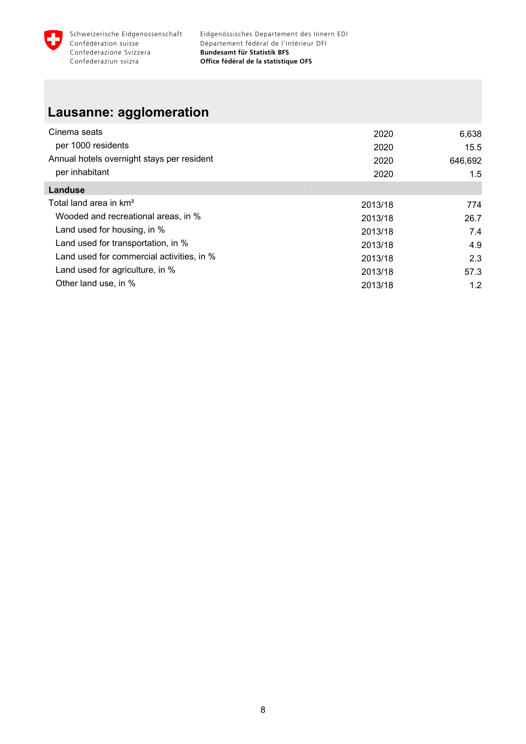## Lausanne: agglomeration

| | | |
|---|---|---|
| Cinema seats | 2020 | 6,638 |
| per 1000 residents | 2020 | 15.5 |
| Annual hotels overnight stays per resident | 2020 | 646,692 |
| per inhabitant | 2020 | 1.5 |
| **Landuse** | | |
| Total land area in km² | 2013/18 | 774 |
| Wooded and recreational areas, in % | 2013/18 | 26.7 |
| Land used for housing, in % | 2013/18 | 7.4 |
| Land used for transportation, in % | 2013/18 | 4.9 |
| Land used for commercial activities, in % | 2013/18 | 2.3 |
| Land used for agriculture, in % | 2013/18 | 57.3 |
| Other land use, in % | 2013/18 | 1.2 |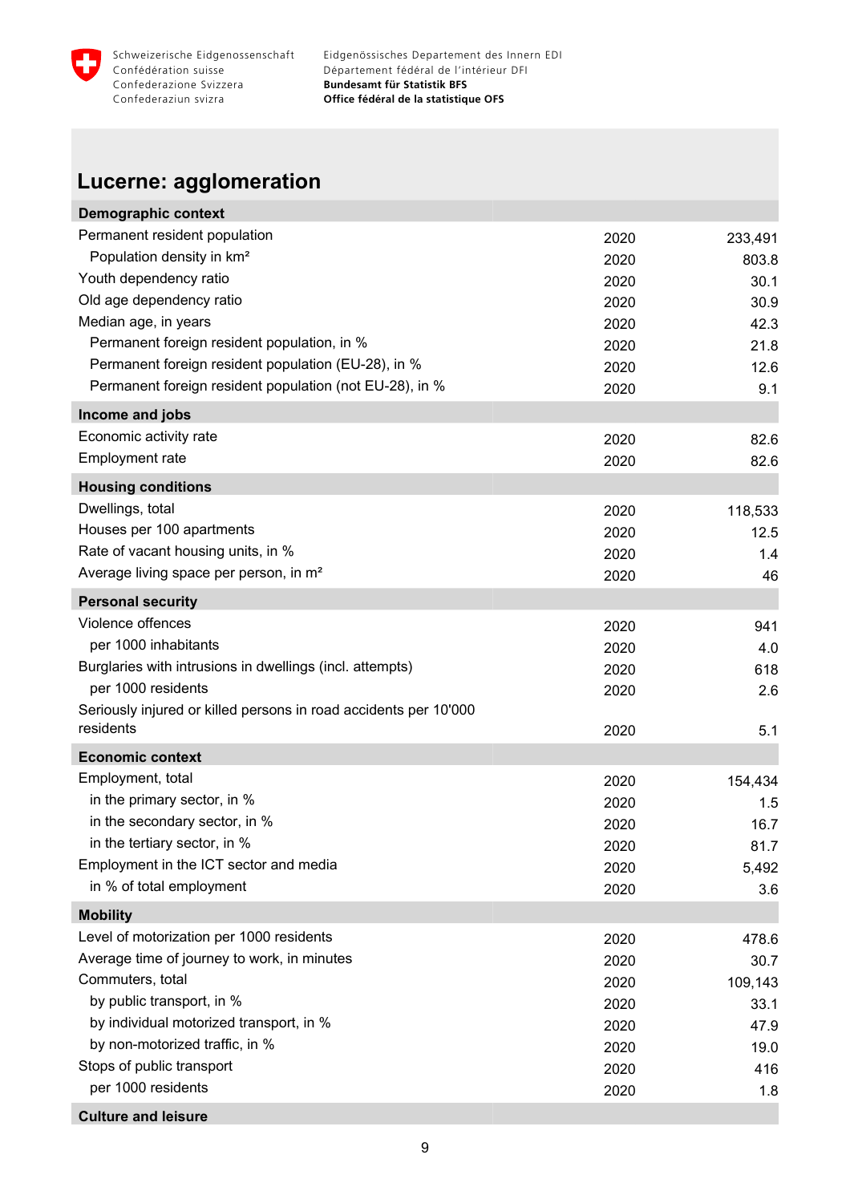# Lucerne: agglomeration

| Demographic context | | |
|---|---|---|
| Permanent resident population | 2020 | 233,491 |
| Population density in km² | 2020 | 803.8 |
| Youth dependency ratio | 2020 | 30.1 |
| Old age dependency ratio | 2020 | 30.9 |
| Median age, in years | 2020 | 42.3 |
| Permanent foreign resident population, in % | 2020 | 21.8 |
| Permanent foreign resident population (EU-28), in % | 2020 | 12.6 |
| Permanent foreign resident population (not EU-28), in % | 2020 | 9.1 |
| **Income and jobs** | | |
| Economic activity rate | 2020 | 82.6 |
| Employment rate | 2020 | 82.6 |
| **Housing conditions** | | |
| Dwellings, total | 2020 | 118,533 |
| Houses per 100 apartments | 2020 | 12.5 |
| Rate of vacant housing units, in % | 2020 | 1.4 |
| Average living space per person, in m² | 2020 | 46 |
| **Personal security** | | |
| Violence offences | 2020 | 941 |
| per 1000 inhabitants | 2020 | 4.0 |
| Burglaries with intrusions in dwellings (incl. attempts) | 2020 | 618 |
| per 1000 residents | 2020 | 2.6 |
| Seriously injured or killed persons in road accidents per 10'000 residents | 2020 | 5.1 |
| **Economic context** | | |
| Employment, total | 2020 | 154,434 |
| in the primary sector, in % | 2020 | 1.5 |
| in the secondary sector, in % | 2020 | 16.7 |
| in the tertiary sector, in % | 2020 | 81.7 |
| Employment in the ICT sector and media | 2020 | 5,492 |
| in % of total employment | 2020 | 3.6 |
| **Mobility** | | |
| Level of motorization per 1000 residents | 2020 | 478.6 |
| Average time of journey to work, in minutes | 2020 | 30.7 |
| Commuters, total | 2020 | 109,143 |
| by public transport, in % | 2020 | 33.1 |
| by individual motorized transport, in % | 2020 | 47.9 |
| by non-motorized traffic, in % | 2020 | 19.0 |
| Stops of public transport | 2020 | 416 |
| per 1000 residents | 2020 | 1.8 |
| **Culture and leisure** | | |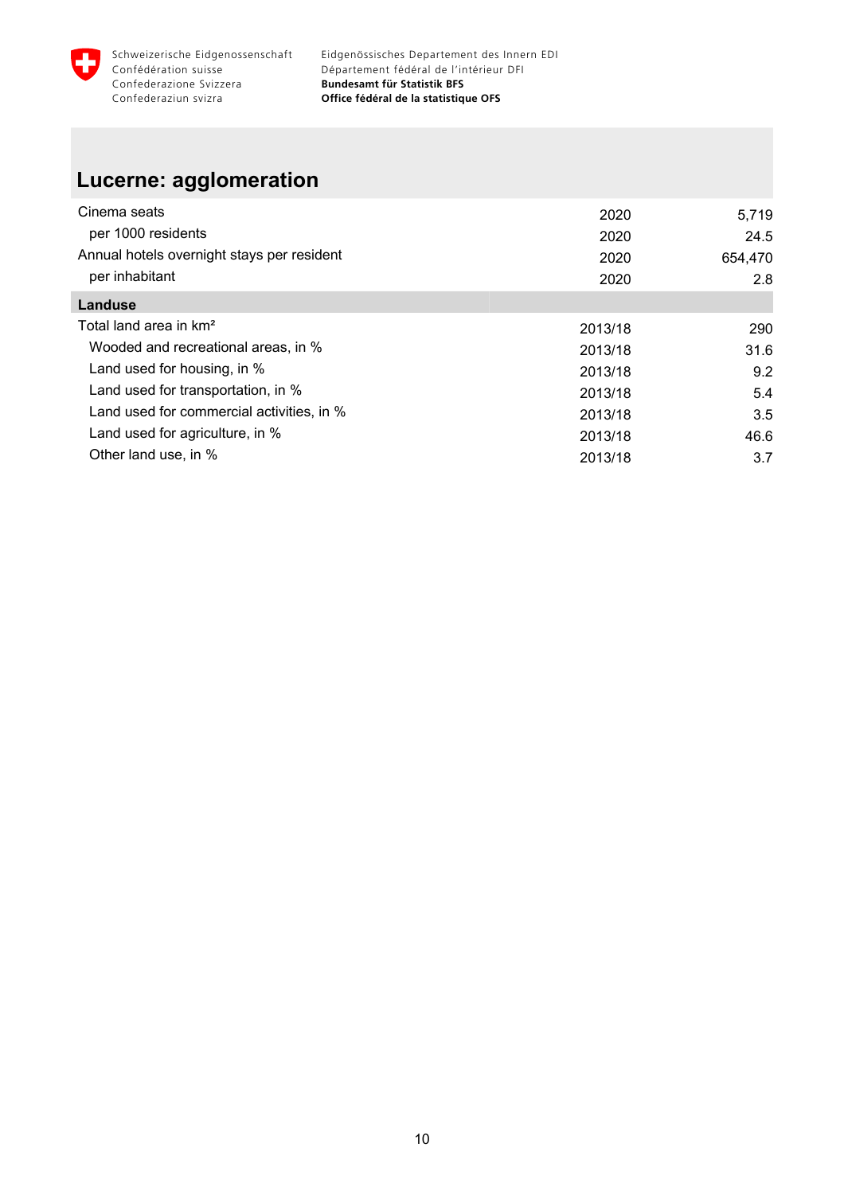## Lucerne: agglomeration

| | | |
|---|---|---|
| Cinema seats | 2020 | 5,719 |
| per 1000 residents | 2020 | 24.5 |
| Annual hotels overnight stays per resident | 2020 | 654,470 |
| per inhabitant | 2020 | 2.8 |
| **Landuse** | | |
| Total land area in km² | 2013/18 | 290 |
| Wooded and recreational areas, in % | 2013/18 | 31.6 |
| Land used for housing, in % | 2013/18 | 9.2 |
| Land used for transportation, in % | 2013/18 | 5.4 |
| Land used for commercial activities, in % | 2013/18 | 3.5 |
| Land used for agriculture, in % | 2013/18 | 46.6 |
| Other land use, in % | 2013/18 | 3.7 |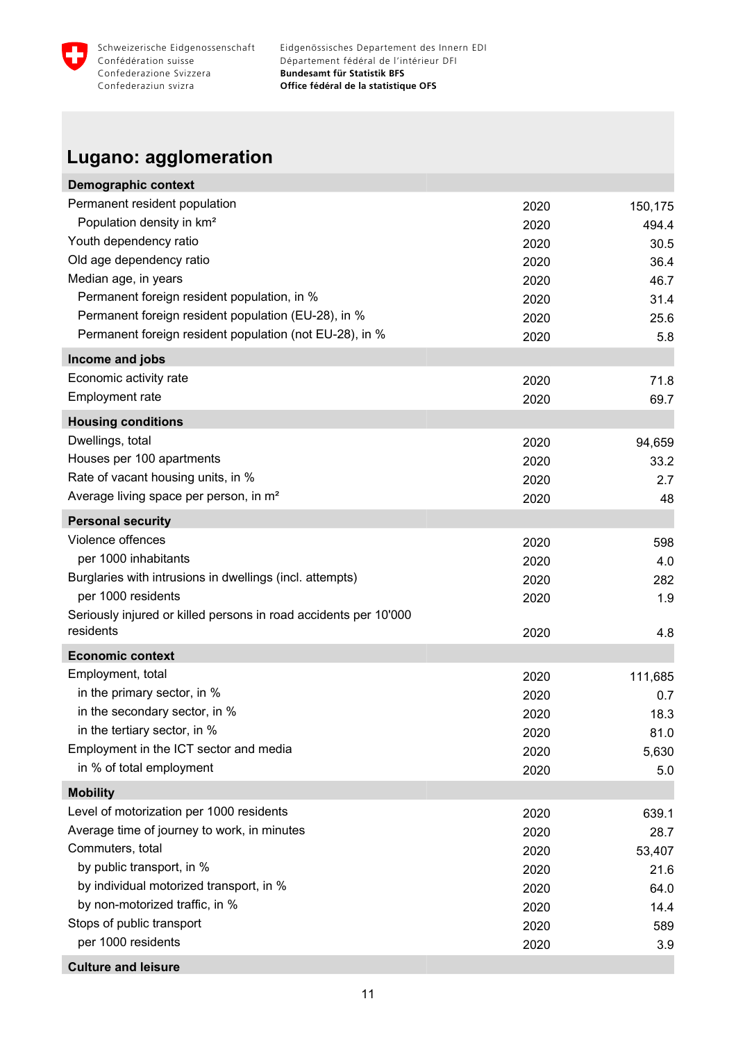## Lugano: agglomeration

| Demographic context | | |
|---|---|---|
| Permanent resident population | 2020 | 150,175 |
| Population density in km² | 2020 | 494.4 |
| Youth dependency ratio | 2020 | 30.5 |
| Old age dependency ratio | 2020 | 36.4 |
| Median age, in years | 2020 | 46.7 |
| Permanent foreign resident population, in % | 2020 | 31.4 |
| Permanent foreign resident population (EU-28), in % | 2020 | 25.6 |
| Permanent foreign resident population (not EU-28), in % | 2020 | 5.8 |
| **Income and jobs** | | |
| Economic activity rate | 2020 | 71.8 |
| Employment rate | 2020 | 69.7 |
| **Housing conditions** | | |
| Dwellings, total | 2020 | 94,659 |
| Houses per 100 apartments | 2020 | 33.2 |
| Rate of vacant housing units, in % | 2020 | 2.7 |
| Average living space per person, in m² | 2020 | 48 |
| **Personal security** | | |
| Violence offences | 2020 | 598 |
| per 1000 inhabitants | 2020 | 4.0 |
| Burglaries with intrusions in dwellings (incl. attempts) | 2020 | 282 |
| per 1000 residents | 2020 | 1.9 |
| Seriously injured or killed persons in road accidents per 10'000 residents | 2020 | 4.8 |
| **Economic context** | | |
| Employment, total | 2020 | 111,685 |
| in the primary sector, in % | 2020 | 0.7 |
| in the secondary sector, in % | 2020 | 18.3 |
| in the tertiary sector, in % | 2020 | 81.0 |
| Employment in the ICT sector and media | 2020 | 5,630 |
| in % of total employment | 2020 | 5.0 |
| **Mobility** | | |
| Level of motorization per 1000 residents | 2020 | 639.1 |
| Average time of journey to work, in minutes | 2020 | 28.7 |
| Commuters, total | 2020 | 53,407 |
| by public transport, in % | 2020 | 21.6 |
| by individual motorized transport, in % | 2020 | 64.0 |
| by non-motorized traffic, in % | 2020 | 14.4 |
| Stops of public transport | 2020 | 589 |
| per 1000 residents | 2020 | 3.9 |
| **Culture and leisure** | | |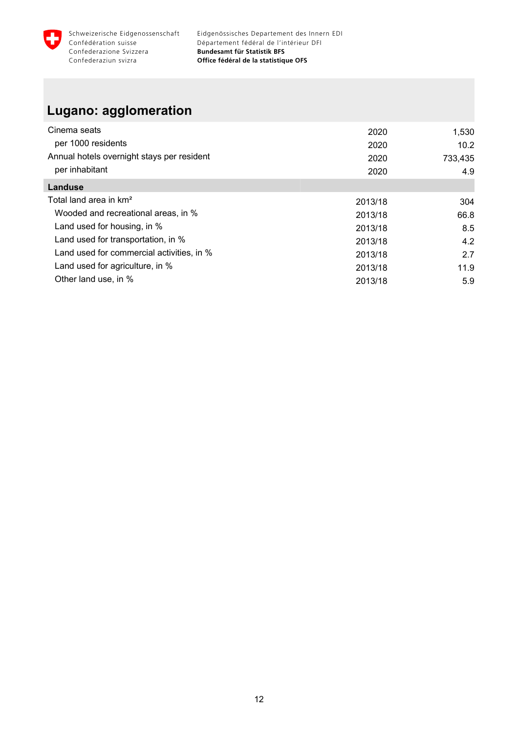# Lugano: agglomeration

| | | |
|---|---|---|
| Cinema seats | 2020 | 1,530 |
| per 1000 residents | 2020 | 10.2 |
| Annual hotels overnight stays per resident | 2020 | 733,435 |
| per inhabitant | 2020 | 4.9 |
| **Landuse** | | |
| Total land area in km² | 2013/18 | 304 |
| Wooded and recreational areas, in % | 2013/18 | 66.8 |
| Land used for housing, in % | 2013/18 | 8.5 |
| Land used for transportation, in % | 2013/18 | 4.2 |
| Land used for commercial activities, in % | 2013/18 | 2.7 |
| Land used for agriculture, in % | 2013/18 | 11.9 |
| Other land use, in % | 2013/18 | 5.9 |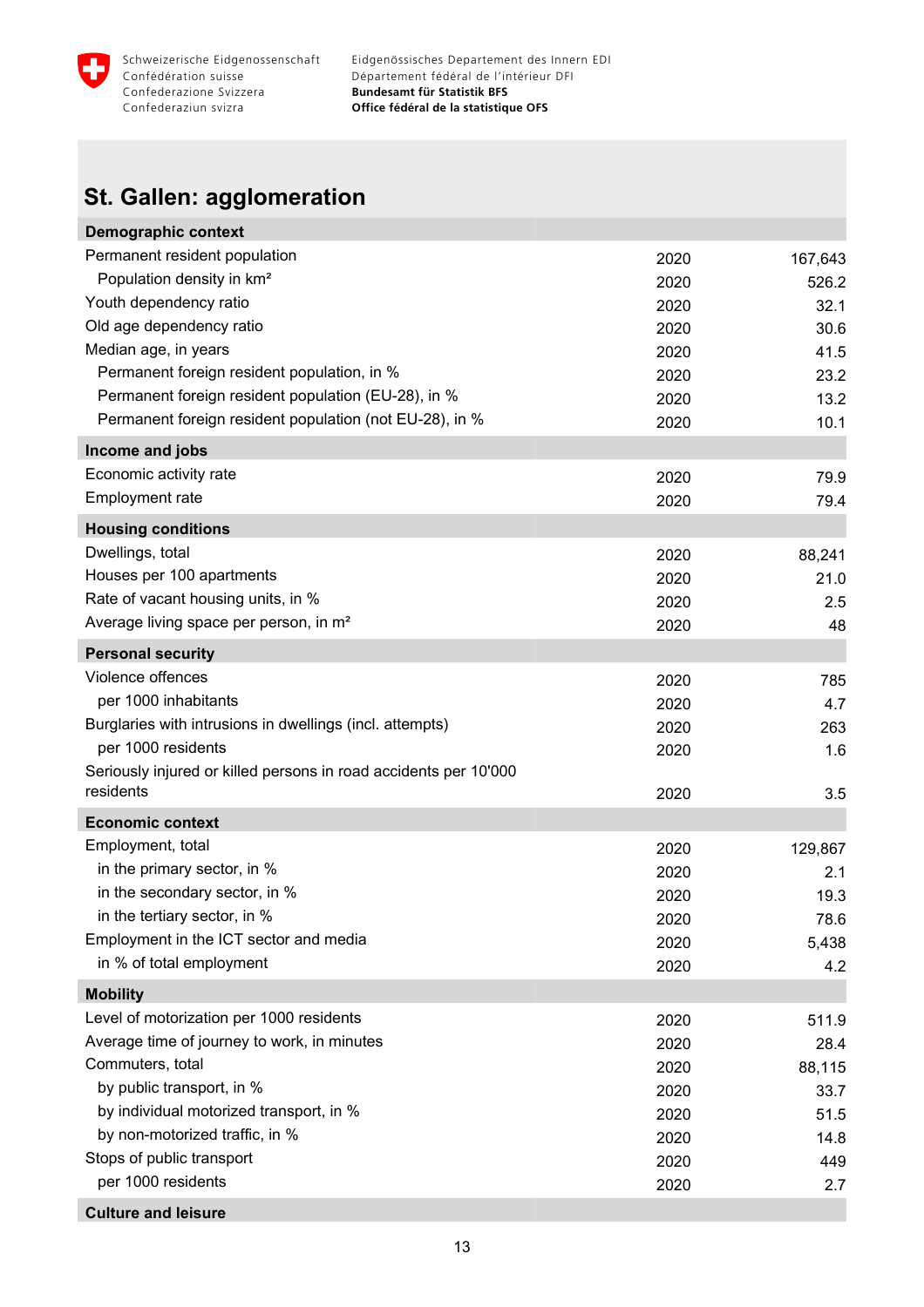## St. Gallen: agglomeration

| Demographic context | | |
|---|---|---|
| Permanent resident population | 2020 | 167,643 |
| Population density in km² | 2020 | 526.2 |
| Youth dependency ratio | 2020 | 32.1 |
| Old age dependency ratio | 2020 | 30.6 |
| Median age, in years | 2020 | 41.5 |
| Permanent foreign resident population, in % | 2020 | 23.2 |
| Permanent foreign resident population (EU-28), in % | 2020 | 13.2 |
| Permanent foreign resident population (not EU-28), in % | 2020 | 10.1 |
| **Income and jobs** | | |
| Economic activity rate | 2020 | 79.9 |
| Employment rate | 2020 | 79.4 |
| **Housing conditions** | | |
| Dwellings, total | 2020 | 88,241 |
| Houses per 100 apartments | 2020 | 21.0 |
| Rate of vacant housing units, in % | 2020 | 2.5 |
| Average living space per person, in m² | 2020 | 48 |
| **Personal security** | | |
| Violence offences | 2020 | 785 |
| per 1000 inhabitants | 2020 | 4.7 |
| Burglaries with intrusions in dwellings (incl. attempts) | 2020 | 263 |
| per 1000 residents | 2020 | 1.6 |
| Seriously injured or killed persons in road accidents per 10'000 residents | 2020 | 3.5 |
| **Economic context** | | |
| Employment, total | 2020 | 129,867 |
| in the primary sector, in % | 2020 | 2.1 |
| in the secondary sector, in % | 2020 | 19.3 |
| in the tertiary sector, in % | 2020 | 78.6 |
| Employment in the ICT sector and media | 2020 | 5,438 |
| in % of total employment | 2020 | 4.2 |
| **Mobility** | | |
| Level of motorization per 1000 residents | 2020 | 511.9 |
| Average time of journey to work, in minutes | 2020 | 28.4 |
| Commuters, total | 2020 | 88,115 |
| by public transport, in % | 2020 | 33.7 |
| by individual motorized transport, in % | 2020 | 51.5 |
| by non-motorized traffic, in % | 2020 | 14.8 |
| Stops of public transport | 2020 | 449 |
| per 1000 residents | 2020 | 2.7 |
| **Culture and leisure** | | |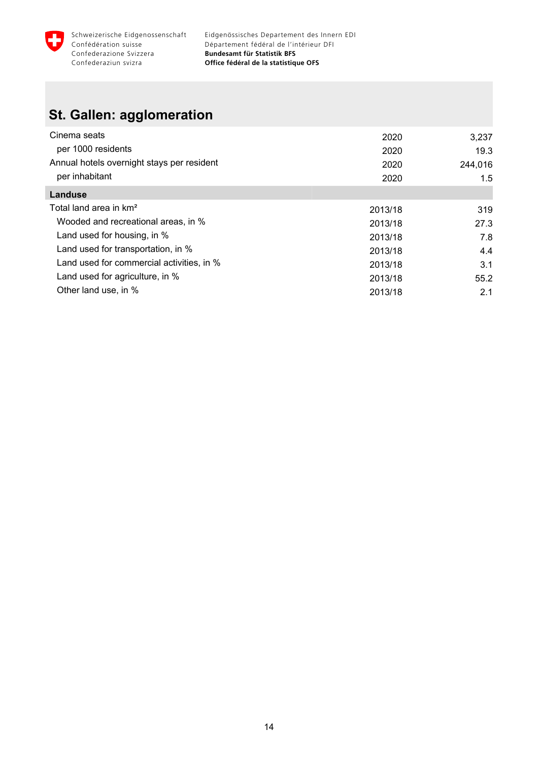## St. Gallen: agglomeration

| | | |
|---|---|---|
| Cinema seats | 2020 | 3,237 |
| per 1000 residents | 2020 | 19.3 |
| Annual hotels overnight stays per resident | 2020 | 244,016 |
| per inhabitant | 2020 | 1.5 |
| **Landuse** | | |
| Total land area in km² | 2013/18 | 319 |
| Wooded and recreational areas, in % | 2013/18 | 27.3 |
| Land used for housing, in % | 2013/18 | 7.8 |
| Land used for transportation, in % | 2013/18 | 4.4 |
| Land used for commercial activities, in % | 2013/18 | 3.1 |
| Land used for agriculture, in % | 2013/18 | 55.2 |
| Other land use, in % | 2013/18 | 2.1 |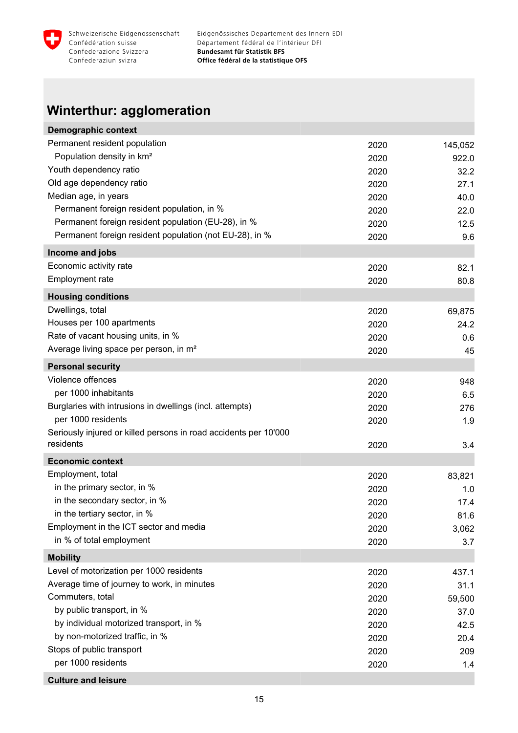## Winterthur: agglomeration

| Demographic context | | |
|---|---|---|
| Permanent resident population | 2020 | 145,052 |
| Population density in km² | 2020 | 922.0 |
| Youth dependency ratio | 2020 | 32.2 |
| Old age dependency ratio | 2020 | 27.1 |
| Median age, in years | 2020 | 40.0 |
| Permanent foreign resident population, in % | 2020 | 22.0 |
| Permanent foreign resident population (EU-28), in % | 2020 | 12.5 |
| Permanent foreign resident population (not EU-28), in % | 2020 | 9.6 |
| **Income and jobs** | | |
| Economic activity rate | 2020 | 82.1 |
| Employment rate | 2020 | 80.8 |
| **Housing conditions** | | |
| Dwellings, total | 2020 | 69,875 |
| Houses per 100 apartments | 2020 | 24.2 |
| Rate of vacant housing units, in % | 2020 | 0.6 |
| Average living space per person, in m² | 2020 | 45 |
| **Personal security** | | |
| Violence offences | 2020 | 948 |
| per 1000 inhabitants | 2020 | 6.5 |
| Burglaries with intrusions in dwellings (incl. attempts) | 2020 | 276 |
| per 1000 residents | 2020 | 1.9 |
| Seriously injured or killed persons in road accidents per 10'000 residents | 2020 | 3.4 |
| **Economic context** | | |
| Employment, total | 2020 | 83,821 |
| in the primary sector, in % | 2020 | 1.0 |
| in the secondary sector, in % | 2020 | 17.4 |
| in the tertiary sector, in % | 2020 | 81.6 |
| Employment in the ICT sector and media | 2020 | 3,062 |
| in % of total employment | 2020 | 3.7 |
| **Mobility** | | |
| Level of motorization per 1000 residents | 2020 | 437.1 |
| Average time of journey to work, in minutes | 2020 | 31.1 |
| Commuters, total | 2020 | 59,500 |
| by public transport, in % | 2020 | 37.0 |
| by individual motorized transport, in % | 2020 | 42.5 |
| by non-motorized traffic, in % | 2020 | 20.4 |
| Stops of public transport | 2020 | 209 |
| per 1000 residents | 2020 | 1.4 |
| **Culture and leisure** | | |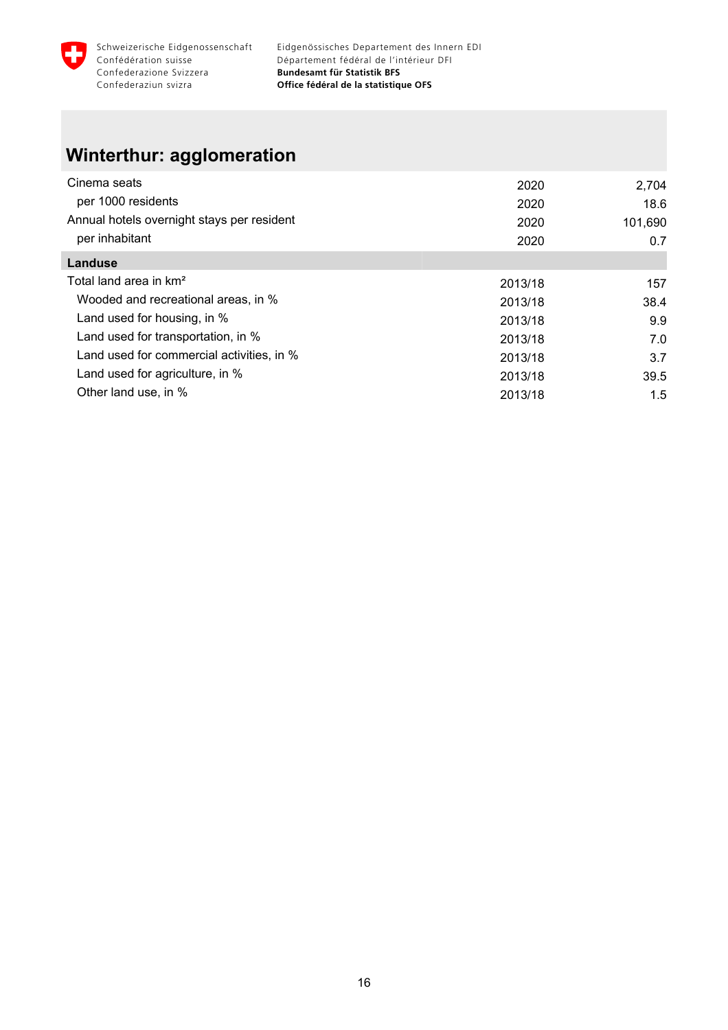Schweizerische Eidgenossenschaft
Confédération suisse
Confederazione Svizzera
Confederaziun svizra

Eidgenössisches Departement des Innern EDI
Département fédéral de l'intérieur DFI
**Bundesamt für Statistik BFS**
**Office fédéral de la statistique OFS**

## Winterthur: agglomeration

| | | |
|---|---|---|
| Cinema seats | 2020 | 2,704 |
| per 1000 residents | 2020 | 18.6 |
| Annual hotels overnight stays per resident | 2020 | 101,690 |
| per inhabitant | 2020 | 0.7 |
| **Landuse** | | |
| Total land area in km² | 2013/18 | 157 |
| Wooded and recreational areas, in % | 2013/18 | 38.4 |
| Land used for housing, in % | 2013/18 | 9.9 |
| Land used for transportation, in % | 2013/18 | 7.0 |
| Land used for commercial activities, in % | 2013/18 | 3.7 |
| Land used for agriculture, in % | 2013/18 | 39.5 |
| Other land use, in % | 2013/18 | 1.5 |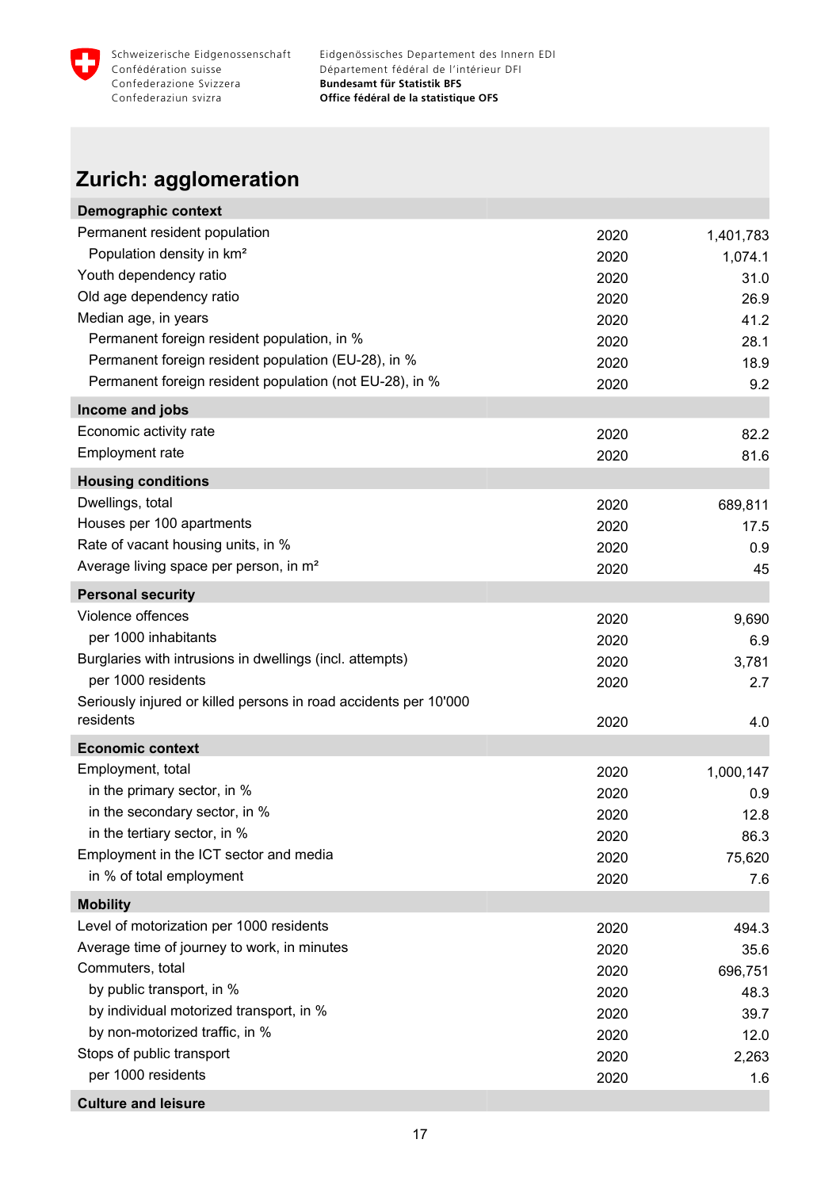## Zurich: agglomeration

| Demographic context | | |
|---|---|---|
| Permanent resident population | 2020 | 1,401,783 |
| Population density in km² | 2020 | 1,074.1 |
| Youth dependency ratio | 2020 | 31.0 |
| Old age dependency ratio | 2020 | 26.9 |
| Median age, in years | 2020 | 41.2 |
| Permanent foreign resident population, in % | 2020 | 28.1 |
| Permanent foreign resident population (EU-28), in % | 2020 | 18.9 |
| Permanent foreign resident population (not EU-28), in % | 2020 | 9.2 |
| **Income and jobs** | | |
| Economic activity rate | 2020 | 82.2 |
| Employment rate | 2020 | 81.6 |
| **Housing conditions** | | |
| Dwellings, total | 2020 | 689,811 |
| Houses per 100 apartments | 2020 | 17.5 |
| Rate of vacant housing units, in % | 2020 | 0.9 |
| Average living space per person, in m² | 2020 | 45 |
| **Personal security** | | |
| Violence offences | 2020 | 9,690 |
| per 1000 inhabitants | 2020 | 6.9 |
| Burglaries with intrusions in dwellings (incl. attempts) | 2020 | 3,781 |
| per 1000 residents | 2020 | 2.7 |
| Seriously injured or killed persons in road accidents per 10'000 residents | 2020 | 4.0 |
| **Economic context** | | |
| Employment, total | 2020 | 1,000,147 |
| in the primary sector, in % | 2020 | 0.9 |
| in the secondary sector, in % | 2020 | 12.8 |
| in the tertiary sector, in % | 2020 | 86.3 |
| Employment in the ICT sector and media | 2020 | 75,620 |
| in % of total employment | 2020 | 7.6 |
| **Mobility** | | |
| Level of motorization per 1000 residents | 2020 | 494.3 |
| Average time of journey to work, in minutes | 2020 | 35.6 |
| Commuters, total | 2020 | 696,751 |
| by public transport, in % | 2020 | 48.3 |
| by individual motorized transport, in % | 2020 | 39.7 |
| by non-motorized traffic, in % | 2020 | 12.0 |
| Stops of public transport | 2020 | 2,263 |
| per 1000 residents | 2020 | 1.6 |
| **Culture and leisure** | | |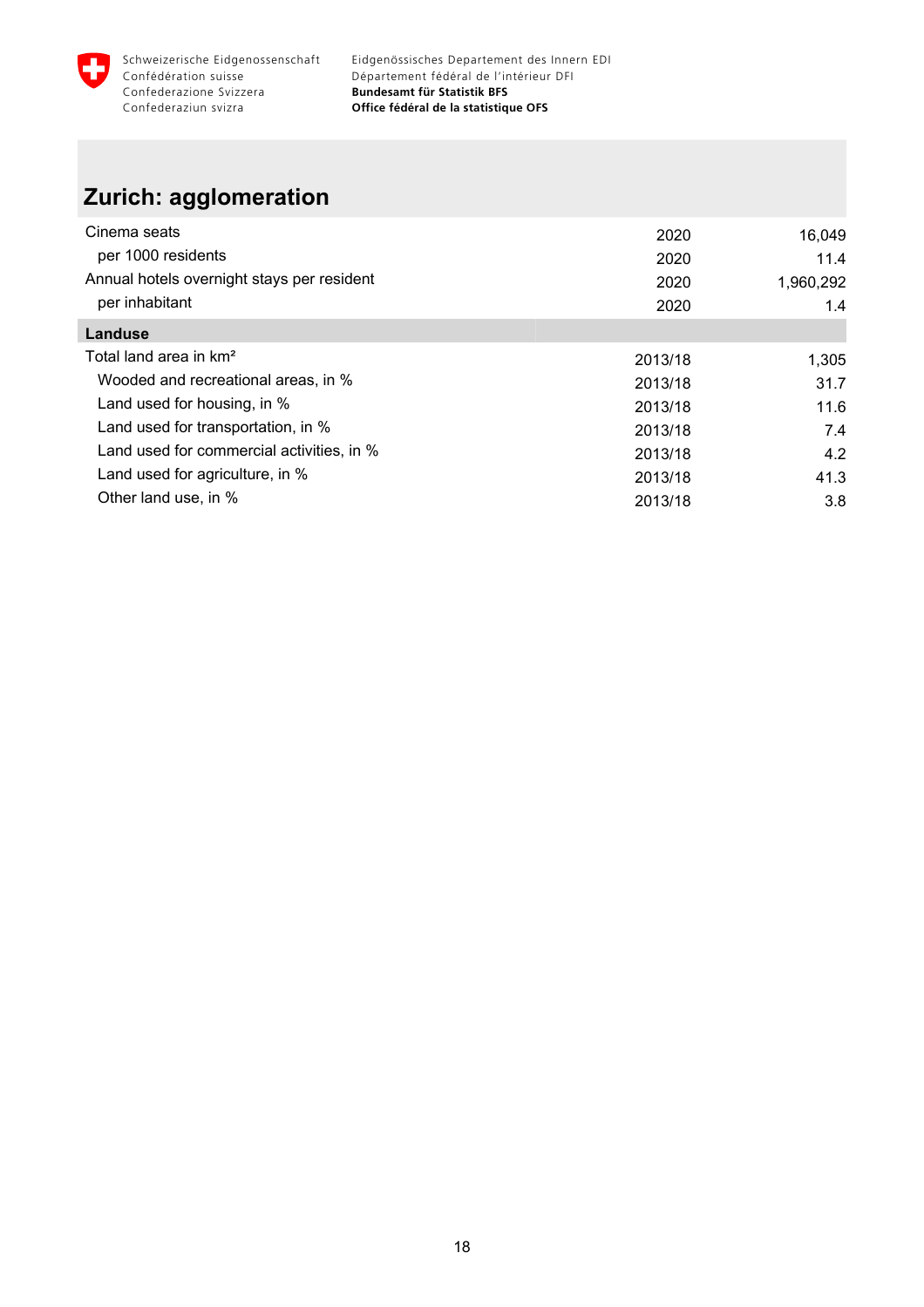Schweizerische Eidgenossenschaft
Confédération suisse
Confederazione Svizzera
Confederaziun svizra

Eidgenössisches Departement des Innern EDI
Département fédéral de l'intérieur DFI
**Bundesamt für Statistik BFS**
**Office fédéral de la statistique OFS**

## Zurich: agglomeration

| | | |
|---|---|---|
| Cinema seats | 2020 | 16,049 |
| per 1000 residents | 2020 | 11.4 |
| Annual hotels overnight stays per resident | 2020 | 1,960,292 |
| per inhabitant | 2020 | 1.4 |
| **Landuse** | | |
| Total land area in km² | 2013/18 | 1,305 |
| Wooded and recreational areas, in % | 2013/18 | 31.7 |
| Land used for housing, in % | 2013/18 | 11.6 |
| Land used for transportation, in % | 2013/18 | 7.4 |
| Land used for commercial activities, in % | 2013/18 | 4.2 |
| Land used for agriculture, in % | 2013/18 | 41.3 |
| Other land use, in % | 2013/18 | 3.8 |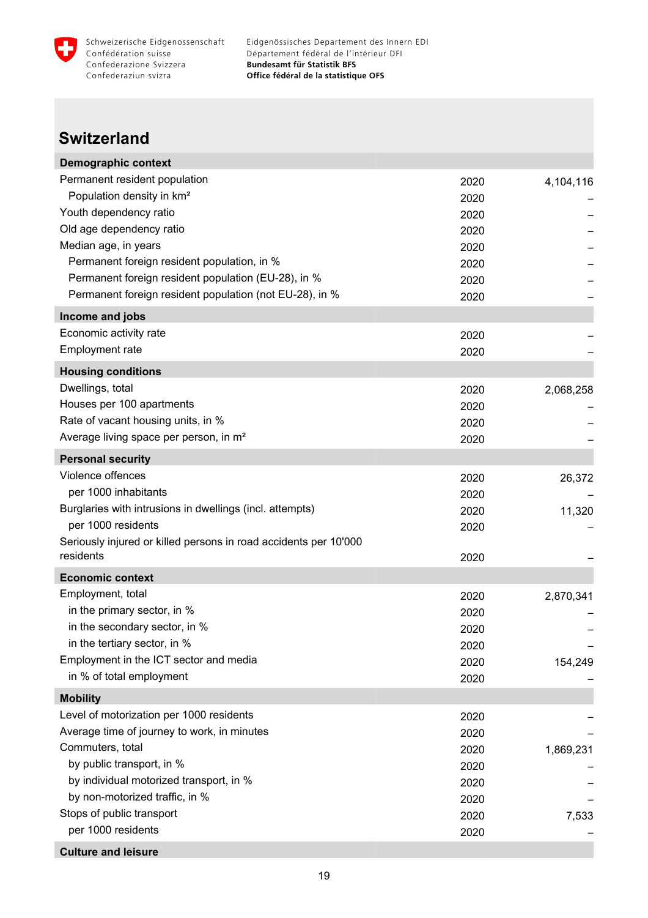## Switzerland

| Demographic context | | |
|---|---|---|
| Permanent resident population | 2020 | 4,104,116 |
| Population density in km² | 2020 | – |
| Youth dependency ratio | 2020 | – |
| Old age dependency ratio | 2020 | – |
| Median age, in years | 2020 | – |
| Permanent foreign resident population, in % | 2020 | – |
| Permanent foreign resident population (EU-28), in % | 2020 | – |
| Permanent foreign resident population (not EU-28), in % | 2020 | – |
| **Income and jobs** | | |
| Economic activity rate | 2020 | – |
| Employment rate | 2020 | – |
| **Housing conditions** | | |
| Dwellings, total | 2020 | 2,068,258 |
| Houses per 100 apartments | 2020 | – |
| Rate of vacant housing units, in % | 2020 | – |
| Average living space per person, in m² | 2020 | – |
| **Personal security** | | |
| Violence offences | 2020 | 26,372 |
| per 1000 inhabitants | 2020 | – |
| Burglaries with intrusions in dwellings (incl. attempts) | 2020 | 11,320 |
| per 1000 residents | 2020 | – |
| Seriously injured or killed persons in road accidents per 10'000 residents | 2020 | – |
| **Economic context** | | |
| Employment, total | 2020 | 2,870,341 |
| in the primary sector, in % | 2020 | – |
| in the secondary sector, in % | 2020 | – |
| in the tertiary sector, in % | 2020 | – |
| Employment in the ICT sector and media | 2020 | 154,249 |
| in % of total employment | 2020 | – |
| **Mobility** | | |
| Level of motorization per 1000 residents | 2020 | – |
| Average time of journey to work, in minutes | 2020 | – |
| Commuters, total | 2020 | 1,869,231 |
| by public transport, in % | 2020 | – |
| by individual motorized transport, in % | 2020 | – |
| by non-motorized traffic, in % | 2020 | – |
| Stops of public transport | 2020 | 7,533 |
| per 1000 residents | 2020 | – |
| **Culture and leisure** | | |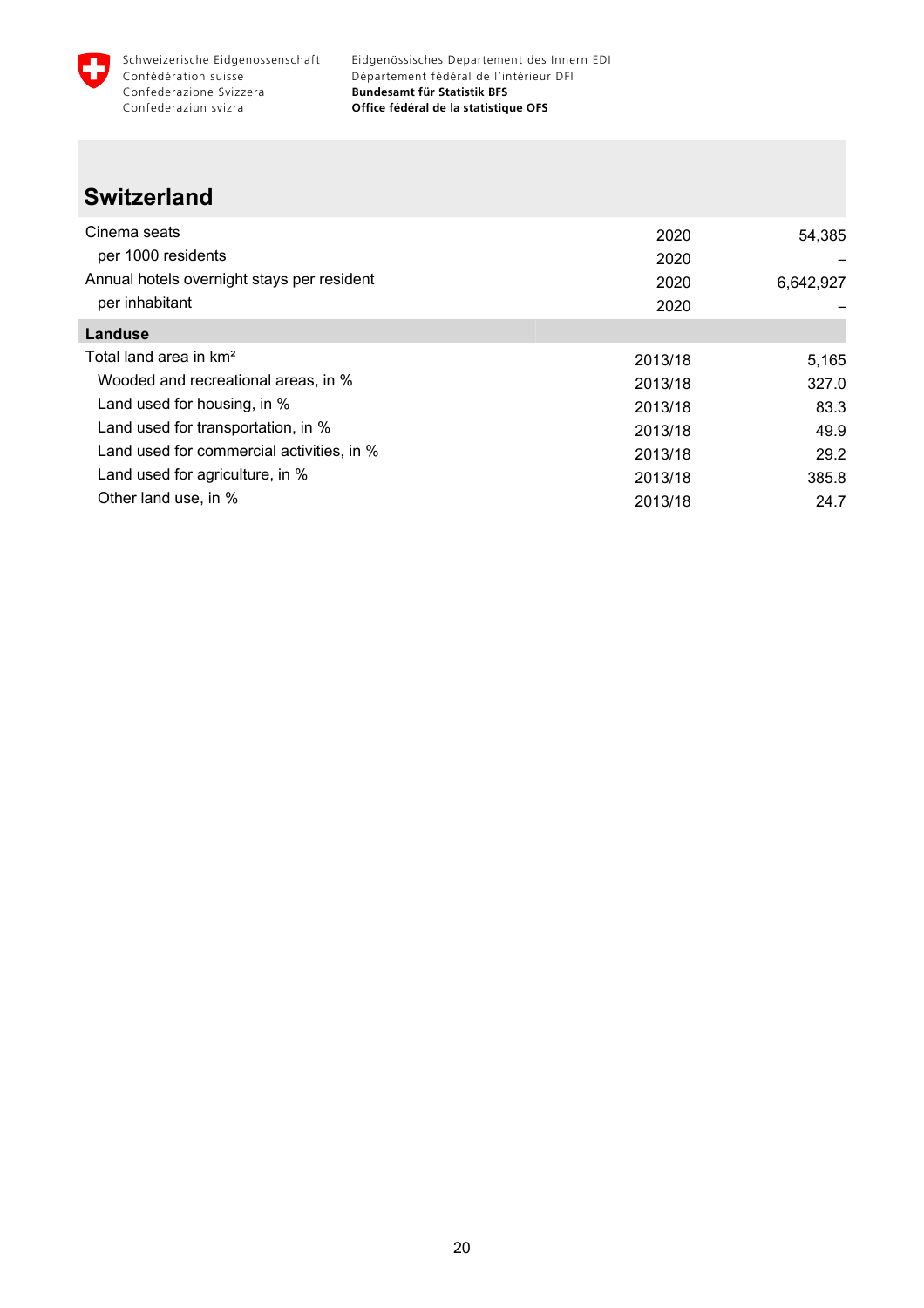## Switzerland

| | | |
|---|---|---|
| Cinema seats | 2020 | 54,385 |
| per 1000 residents | 2020 | – |
| Annual hotels overnight stays per resident | 2020 | 6,642,927 |
| per inhabitant | 2020 | – |
| **Landuse** | | |
| Total land area in km² | 2013/18 | 5,165 |
| Wooded and recreational areas, in % | 2013/18 | 327.0 |
| Land used for housing, in % | 2013/18 | 83.3 |
| Land used for transportation, in % | 2013/18 | 49.9 |
| Land used for commercial activities, in % | 2013/18 | 29.2 |
| Land used for agriculture, in % | 2013/18 | 385.8 |
| Other land use, in % | 2013/18 | 24.7 |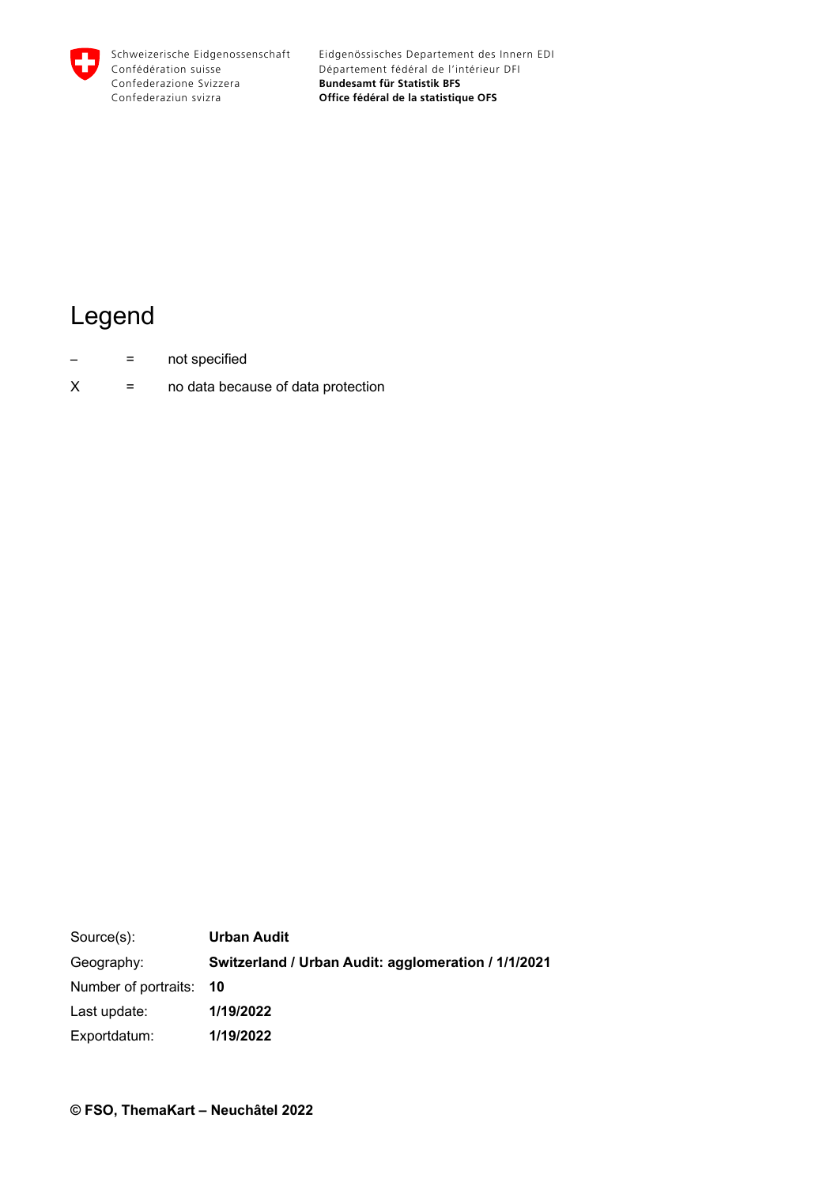Schweizerische Eidgenossenschaft
Confédération suisse
Confederazione Svizzera
Confederaziun svizra

Eidgenössisches Departement des Innern EDI
Département fédéral de l'intérieur DFI
**Bundesamt für Statistik BFS**
**Office fédéral de la statistique OFS**

# Legend

| | | |
|---|---|---|
| – | = | not specified |
| X | = | no data because of data protection |

| | |
|---|---|
| Source(s): | **Urban Audit** |
| Geography: | **Switzerland / Urban Audit: agglomeration / 1/1/2021** |
| Number of portraits: | **10** |
| Last update: | **1/19/2022** |
| Exportdatum: | **1/19/2022** |

**© FSO, ThemaKart – Neuchâtel 2022**